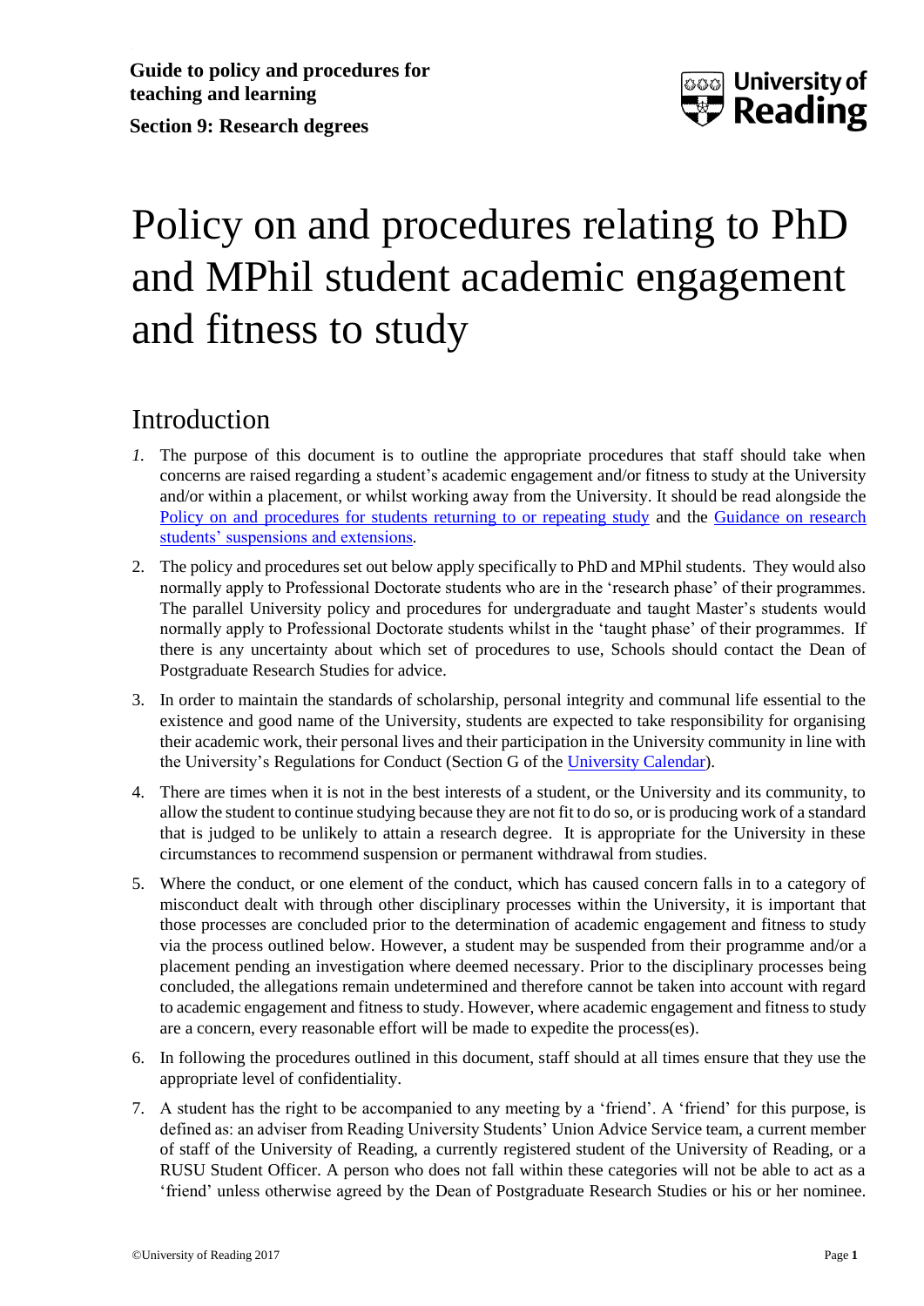**Guide to policy and procedures for teaching and learning**

**Section 9: Research degrees**

# Policy on and procedures relating to PhD and MPhil student academic engagement and fitness to study

## Introduction

1. The purpose of this document is to outline the appropriate procedures that staff should take when concerns are raised regarding a student's academic engagement and/or fitness to study at the University and/or within a placement, or whilst working away from the University. It should be read alongside the Policy on and procedures for students returning to or repeating study and the Guidance on research students' suspensions and extensions.

2. The policy and procedures set out below apply specifically to PhD and MPhil students. They would also normally apply to Professional Doctorate students who are in the 'research phase' of their programmes. The parallel University policy and procedures for undergraduate and taught Master's students would normally apply to Professional Doctorate students whilst in the 'taught phase' of their programmes. If there is any uncertainty about which set of procedures to use, Schools should contact the Dean of Postgraduate Research Studies for advice.

3. In order to maintain the standards of scholarship, personal integrity and communal life essential to the existence and good name of the University, students are expected to take responsibility for organising their academic work, their personal lives and their participation in the University community in line with the University's Regulations for Conduct (Section G of the University Calendar).

4. There are times when it is not in the best interests of a student, or the University and its community, to allow the student to continue studying because they are not fit to do so, or is producing work of a standard that is judged to be unlikely to attain a research degree. It is appropriate for the University in these circumstances to recommend suspension or permanent withdrawal from studies.

5. Where the conduct, or one element of the conduct, which has caused concern falls in to a category of misconduct dealt with through other disciplinary processes within the University, it is important that those processes are concluded prior to the determination of academic engagement and fitness to study via the process outlined below. However, a student may be suspended from their programme and/or a placement pending an investigation where deemed necessary. Prior to the disciplinary processes being concluded, the allegations remain undetermined and therefore cannot be taken into account with regard to academic engagement and fitness to study. However, where academic engagement and fitness to study are a concern, every reasonable effort will be made to expedite the process(es).

6. In following the procedures outlined in this document, staff should at all times ensure that they use the appropriate level of confidentiality.

7. A student has the right to be accompanied to any meeting by a 'friend'. A 'friend' for this purpose, is defined as: an adviser from Reading University Students' Union Advice Service team, a current member of staff of the University of Reading, a currently registered student of the University of Reading, or a RUSU Student Officer. A person who does not fall within these categories will not be able to act as a 'friend' unless otherwise agreed by the Dean of Postgraduate Research Studies or his or her nominee.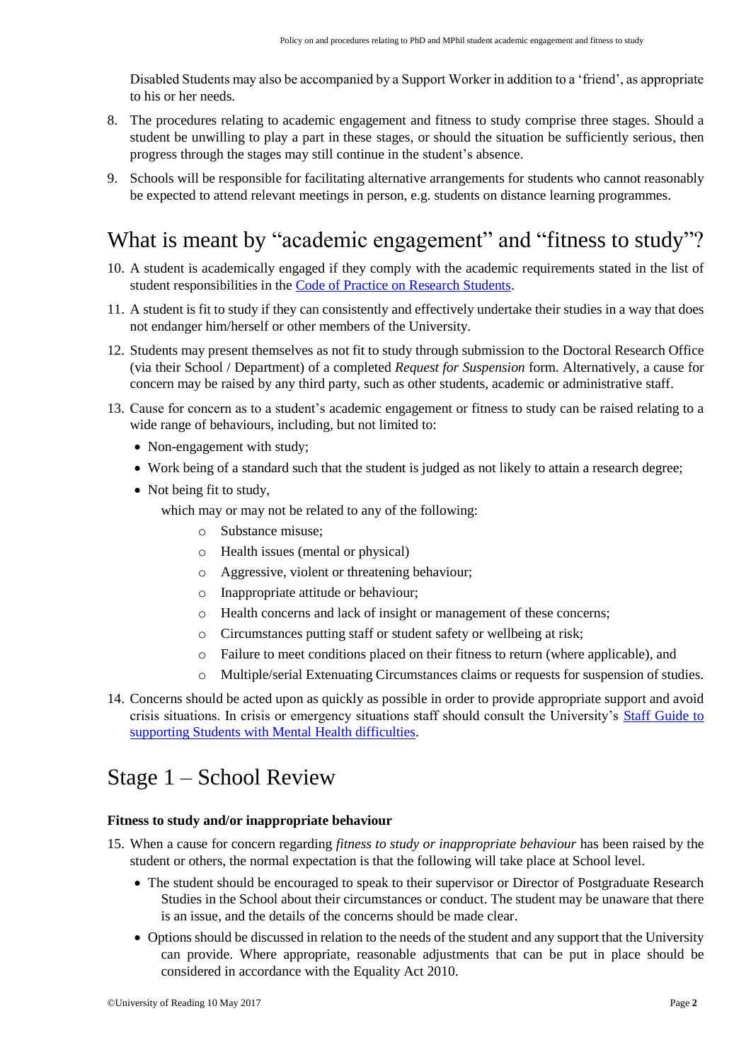Disabled Students may also be accompanied by a Support Worker in addition to a 'friend', as appropriate to his or her needs.

8. The procedures relating to academic engagement and fitness to study comprise three stages. Should a student be unwilling to play a part in these stages, or should the situation be sufficiently serious, then progress through the stages may still continue in the student's absence.
9. Schools will be responsible for facilitating alternative arrangements for students who cannot reasonably be expected to attend relevant meetings in person, e.g. students on distance learning programmes.

# What is meant by "academic engagement" and "fitness to study"?

10. A student is academically engaged if they comply with the academic requirements stated in the list of student responsibilities in the [Code of Practice on Research Students](#).
11. A student is fit to study if they can consistently and effectively undertake their studies in a way that does not endanger him/herself or other members of the University.
12. Students may present themselves as not fit to study through submission to the Doctoral Research Office (via their School / Department) of a completed *Request for Suspension* form. Alternatively, a cause for concern may be raised by any third party, such as other students, academic or administrative staff.
13. Cause for concern as to a student's academic engagement or fitness to study can be raised relating to a wide range of behaviours, including, but not limited to:
    - Non-engagement with study;
    - Work being of a standard such that the student is judged as not likely to attain a research degree;
    - Not being fit to study,

      which may or may not be related to any of the following:
        - Substance misuse;
        - Health issues (mental or physical)
        - Aggressive, violent or threatening behaviour;
        - Inappropriate attitude or behaviour;
        - Health concerns and lack of insight or management of these concerns;
        - Circumstances putting staff or student safety or wellbeing at risk;
        - Failure to meet conditions placed on their fitness to return (where applicable), and
        - Multiple/serial Extenuating Circumstances claims or requests for suspension of studies.
14. Concerns should be acted upon as quickly as possible in order to provide appropriate support and avoid crisis situations. In crisis or emergency situations staff should consult the University's [Staff Guide to supporting Students with Mental Health difficulties](#).

# Stage 1 – School Review

**Fitness to study and/or inappropriate behaviour**

15. When a cause for concern regarding *fitness to study or inappropriate behaviour* has been raised by the student or others, the normal expectation is that the following will take place at School level.
    - The student should be encouraged to speak to their supervisor or Director of Postgraduate Research Studies in the School about their circumstances or conduct. The student may be unaware that there is an issue, and the details of the concerns should be made clear.
    - Options should be discussed in relation to the needs of the student and any support that the University can provide. Where appropriate, reasonable adjustments that can be put in place should be considered in accordance with the Equality Act 2010.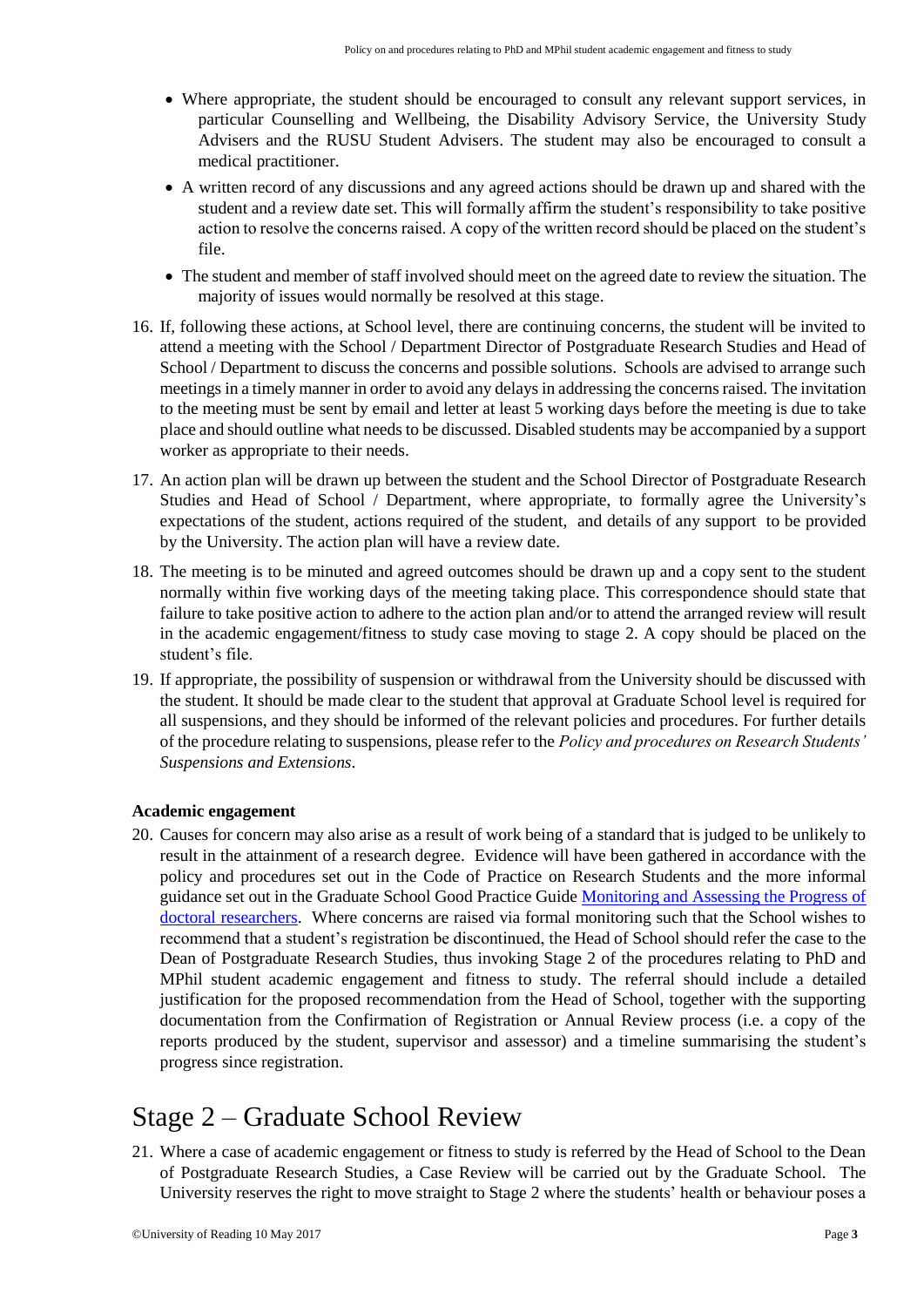- Where appropriate, the student should be encouraged to consult any relevant support services, in particular Counselling and Wellbeing, the Disability Advisory Service, the University Study Advisers and the RUSU Student Advisers. The student may also be encouraged to consult a medical practitioner.
- A written record of any discussions and any agreed actions should be drawn up and shared with the student and a review date set. This will formally affirm the student's responsibility to take positive action to resolve the concerns raised. A copy of the written record should be placed on the student's file.
- The student and member of staff involved should meet on the agreed date to review the situation. The majority of issues would normally be resolved at this stage.

16. If, following these actions, at School level, there are continuing concerns, the student will be invited to attend a meeting with the School / Department Director of Postgraduate Research Studies and Head of School / Department to discuss the concerns and possible solutions. Schools are advised to arrange such meetings in a timely manner in order to avoid any delays in addressing the concerns raised. The invitation to the meeting must be sent by email and letter at least 5 working days before the meeting is due to take place and should outline what needs to be discussed. Disabled students may be accompanied by a support worker as appropriate to their needs.
17. An action plan will be drawn up between the student and the School Director of Postgraduate Research Studies and Head of School / Department, where appropriate, to formally agree the University's expectations of the student, actions required of the student, and details of any support to be provided by the University. The action plan will have a review date.
18. The meeting is to be minuted and agreed outcomes should be drawn up and a copy sent to the student normally within five working days of the meeting taking place. This correspondence should state that failure to take positive action to adhere to the action plan and/or to attend the arranged review will result in the academic engagement/fitness to study case moving to stage 2. A copy should be placed on the student's file.
19. If appropriate, the possibility of suspension or withdrawal from the University should be discussed with the student. It should be made clear to the student that approval at Graduate School level is required for all suspensions, and they should be informed of the relevant policies and procedures. For further details of the procedure relating to suspensions, please refer to the *Policy and procedures on Research Students' Suspensions and Extensions*.

**Academic engagement**

20. Causes for concern may also arise as a result of work being of a standard that is judged to be unlikely to result in the attainment of a research degree. Evidence will have been gathered in accordance with the policy and procedures set out in the Code of Practice on Research Students and the more informal guidance set out in the Graduate School Good Practice Guide Monitoring and Assessing the Progress of doctoral researchers. Where concerns are raised via formal monitoring such that the School wishes to recommend that a student's registration be discontinued, the Head of School should refer the case to the Dean of Postgraduate Research Studies, thus invoking Stage 2 of the procedures relating to PhD and MPhil student academic engagement and fitness to study. The referral should include a detailed justification for the proposed recommendation from the Head of School, together with the supporting documentation from the Confirmation of Registration or Annual Review process (i.e. a copy of the reports produced by the student, supervisor and assessor) and a timeline summarising the student's progress since registration.

# Stage 2 – Graduate School Review

21. Where a case of academic engagement or fitness to study is referred by the Head of School to the Dean of Postgraduate Research Studies, a Case Review will be carried out by the Graduate School. The University reserves the right to move straight to Stage 2 where the students' health or behaviour poses a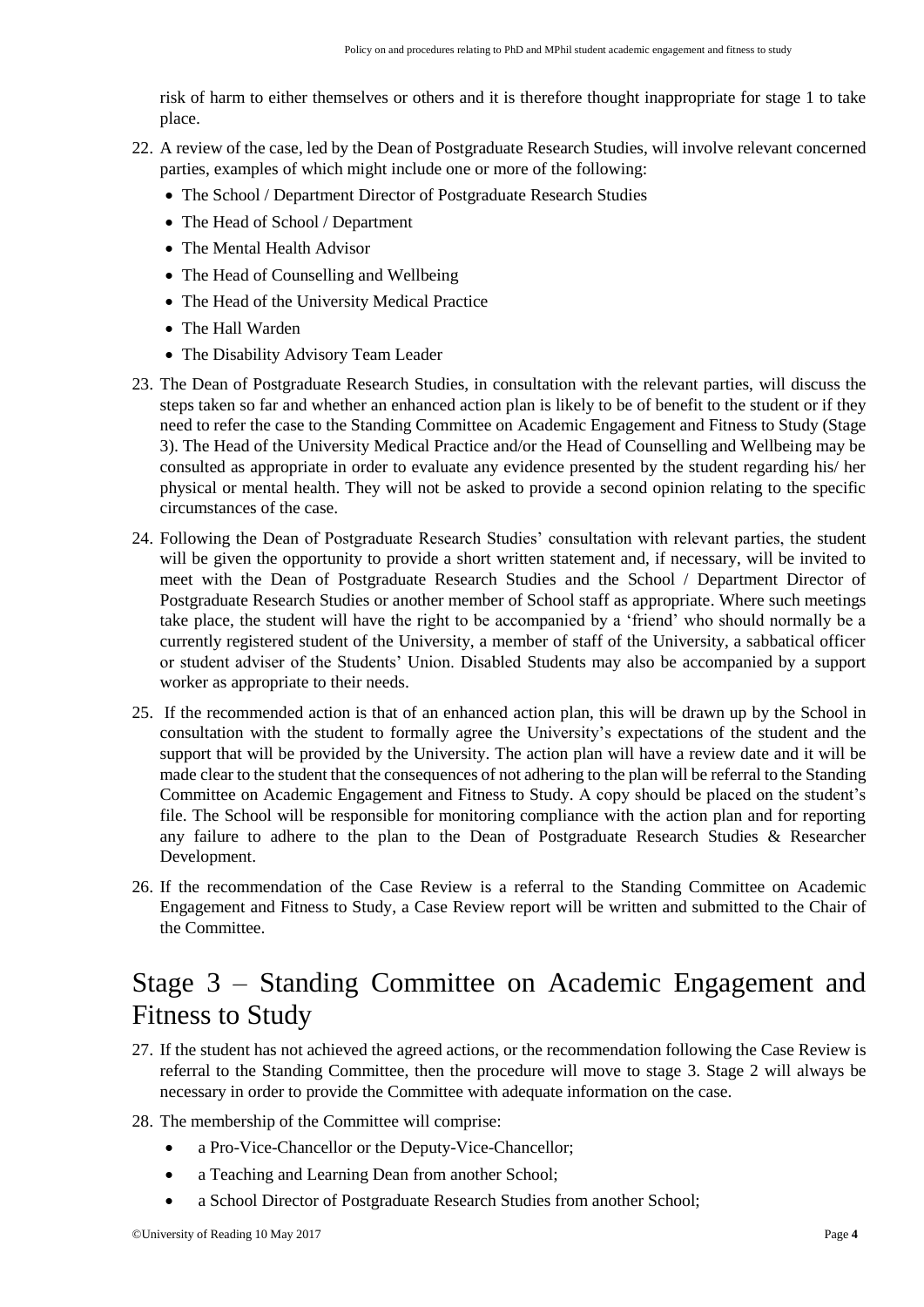risk of harm to either themselves or others and it is therefore thought inappropriate for stage 1 to take place.

22. A review of the case, led by the Dean of Postgraduate Research Studies, will involve relevant concerned parties, examples of which might include one or more of the following:
    - The School / Department Director of Postgraduate Research Studies
    - The Head of School / Department
    - The Mental Health Advisor
    - The Head of Counselling and Wellbeing
    - The Head of the University Medical Practice
    - The Hall Warden
    - The Disability Advisory Team Leader

23. The Dean of Postgraduate Research Studies, in consultation with the relevant parties, will discuss the steps taken so far and whether an enhanced action plan is likely to be of benefit to the student or if they need to refer the case to the Standing Committee on Academic Engagement and Fitness to Study (Stage 3). The Head of the University Medical Practice and/or the Head of Counselling and Wellbeing may be consulted as appropriate in order to evaluate any evidence presented by the student regarding his/ her physical or mental health. They will not be asked to provide a second opinion relating to the specific circumstances of the case.

24. Following the Dean of Postgraduate Research Studies' consultation with relevant parties, the student will be given the opportunity to provide a short written statement and, if necessary, will be invited to meet with the Dean of Postgraduate Research Studies and the School / Department Director of Postgraduate Research Studies or another member of School staff as appropriate. Where such meetings take place, the student will have the right to be accompanied by a 'friend' who should normally be a currently registered student of the University, a member of staff of the University, a sabbatical officer or student adviser of the Students' Union. Disabled Students may also be accompanied by a support worker as appropriate to their needs.

25. If the recommended action is that of an enhanced action plan, this will be drawn up by the School in consultation with the student to formally agree the University's expectations of the student and the support that will be provided by the University. The action plan will have a review date and it will be made clear to the student that the consequences of not adhering to the plan will be referral to the Standing Committee on Academic Engagement and Fitness to Study. A copy should be placed on the student's file. The School will be responsible for monitoring compliance with the action plan and for reporting any failure to adhere to the plan to the Dean of Postgraduate Research Studies & Researcher Development.

26. If the recommendation of the Case Review is a referral to the Standing Committee on Academic Engagement and Fitness to Study, a Case Review report will be written and submitted to the Chair of the Committee.

# Stage 3 – Standing Committee on Academic Engagement and Fitness to Study

27. If the student has not achieved the agreed actions, or the recommendation following the Case Review is referral to the Standing Committee, then the procedure will move to stage 3. Stage 2 will always be necessary in order to provide the Committee with adequate information on the case.

28. The membership of the Committee will comprise:
    - a Pro-Vice-Chancellor or the Deputy-Vice-Chancellor;
    - a Teaching and Learning Dean from another School;
    - a School Director of Postgraduate Research Studies from another School;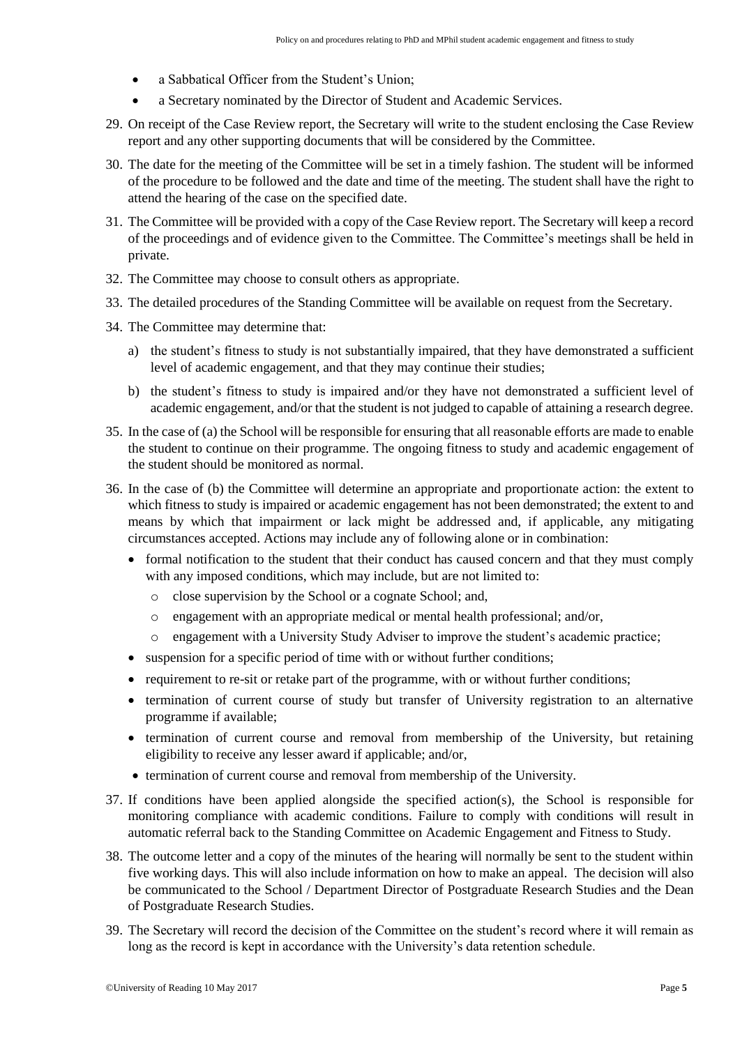- a Sabbatical Officer from the Student's Union;
- a Secretary nominated by the Director of Student and Academic Services.

29. On receipt of the Case Review report, the Secretary will write to the student enclosing the Case Review report and any other supporting documents that will be considered by the Committee.
30. The date for the meeting of the Committee will be set in a timely fashion. The student will be informed of the procedure to be followed and the date and time of the meeting. The student shall have the right to attend the hearing of the case on the specified date.
31. The Committee will be provided with a copy of the Case Review report. The Secretary will keep a record of the proceedings and of evidence given to the Committee. The Committee's meetings shall be held in private.
32. The Committee may choose to consult others as appropriate.
33. The detailed procedures of the Standing Committee will be available on request from the Secretary.
34. The Committee may determine that:
    a) the student's fitness to study is not substantially impaired, that they have demonstrated a sufficient level of academic engagement, and that they may continue their studies;
    b) the student's fitness to study is impaired and/or they have not demonstrated a sufficient level of academic engagement, and/or that the student is not judged to capable of attaining a research degree.
35. In the case of (a) the School will be responsible for ensuring that all reasonable efforts are made to enable the student to continue on their programme. The ongoing fitness to study and academic engagement of the student should be monitored as normal.
36. In the case of (b) the Committee will determine an appropriate and proportionate action: the extent to which fitness to study is impaired or academic engagement has not been demonstrated; the extent to and means by which that impairment or lack might be addressed and, if applicable, any mitigating circumstances accepted. Actions may include any of following alone or in combination:
    - formal notification to the student that their conduct has caused concern and that they must comply with any imposed conditions, which may include, but are not limited to:
        - close supervision by the School or a cognate School; and,
        - engagement with an appropriate medical or mental health professional; and/or,
        - engagement with a University Study Adviser to improve the student's academic practice;
    - suspension for a specific period of time with or without further conditions;
    - requirement to re-sit or retake part of the programme, with or without further conditions;
    - termination of current course of study but transfer of University registration to an alternative programme if available;
    - termination of current course and removal from membership of the University, but retaining eligibility to receive any lesser award if applicable; and/or,
    - termination of current course and removal from membership of the University.
37. If conditions have been applied alongside the specified action(s), the School is responsible for monitoring compliance with academic conditions. Failure to comply with conditions will result in automatic referral back to the Standing Committee on Academic Engagement and Fitness to Study.
38. The outcome letter and a copy of the minutes of the hearing will normally be sent to the student within five working days. This will also include information on how to make an appeal. The decision will also be communicated to the School / Department Director of Postgraduate Research Studies and the Dean of Postgraduate Research Studies.
39. The Secretary will record the decision of the Committee on the student's record where it will remain as long as the record is kept in accordance with the University's data retention schedule.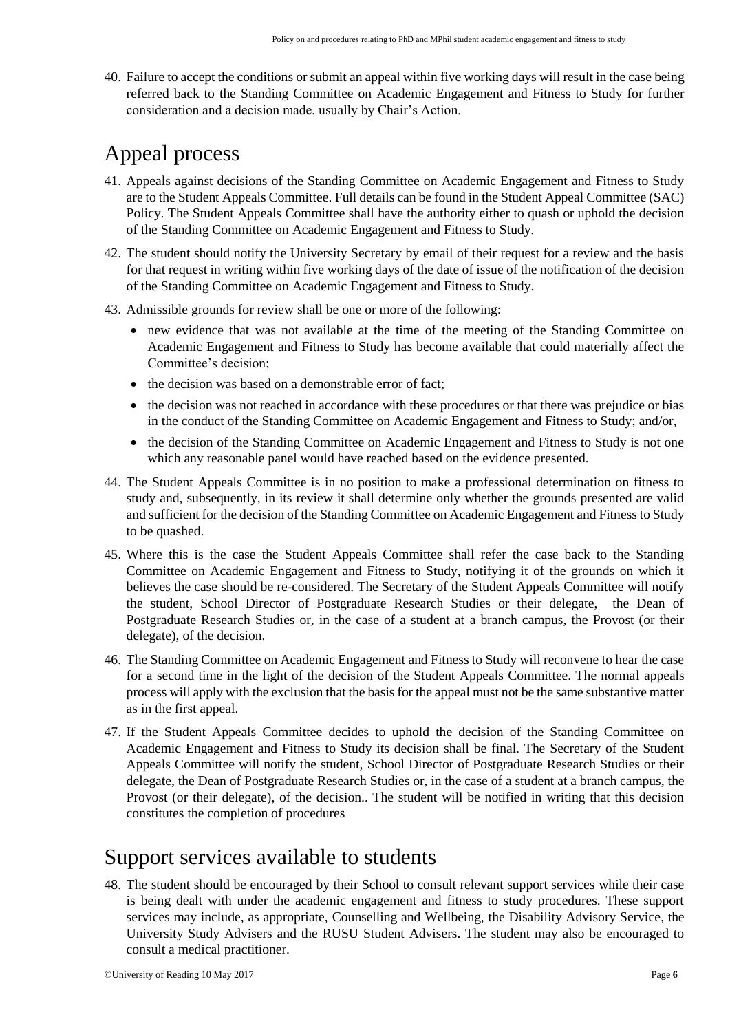40. Failure to accept the conditions or submit an appeal within five working days will result in the case being referred back to the Standing Committee on Academic Engagement and Fitness to Study for further consideration and a decision made, usually by Chair's Action.

# Appeal process

41. Appeals against decisions of the Standing Committee on Academic Engagement and Fitness to Study are to the Student Appeals Committee. Full details can be found in the Student Appeal Committee (SAC) Policy. The Student Appeals Committee shall have the authority either to quash or uphold the decision of the Standing Committee on Academic Engagement and Fitness to Study.

42. The student should notify the University Secretary by email of their request for a review and the basis for that request in writing within five working days of the date of issue of the notification of the decision of the Standing Committee on Academic Engagement and Fitness to Study.

43. Admissible grounds for review shall be one or more of the following:
    - new evidence that was not available at the time of the meeting of the Standing Committee on Academic Engagement and Fitness to Study has become available that could materially affect the Committee's decision;
    - the decision was based on a demonstrable error of fact;
    - the decision was not reached in accordance with these procedures or that there was prejudice or bias in the conduct of the Standing Committee on Academic Engagement and Fitness to Study; and/or,
    - the decision of the Standing Committee on Academic Engagement and Fitness to Study is not one which any reasonable panel would have reached based on the evidence presented.

44. The Student Appeals Committee is in no position to make a professional determination on fitness to study and, subsequently, in its review it shall determine only whether the grounds presented are valid and sufficient for the decision of the Standing Committee on Academic Engagement and Fitness to Study to be quashed.

45. Where this is the case the Student Appeals Committee shall refer the case back to the Standing Committee on Academic Engagement and Fitness to Study, notifying it of the grounds on which it believes the case should be re-considered. The Secretary of the Student Appeals Committee will notify the student, School Director of Postgraduate Research Studies or their delegate, the Dean of Postgraduate Research Studies or, in the case of a student at a branch campus, the Provost (or their delegate), of the decision.

46. The Standing Committee on Academic Engagement and Fitness to Study will reconvene to hear the case for a second time in the light of the decision of the Student Appeals Committee. The normal appeals process will apply with the exclusion that the basis for the appeal must not be the same substantive matter as in the first appeal.

47. If the Student Appeals Committee decides to uphold the decision of the Standing Committee on Academic Engagement and Fitness to Study its decision shall be final. The Secretary of the Student Appeals Committee will notify the student, School Director of Postgraduate Research Studies or their delegate, the Dean of Postgraduate Research Studies or, in the case of a student at a branch campus, the Provost (or their delegate), of the decision.. The student will be notified in writing that this decision constitutes the completion of procedures

# Support services available to students

48. The student should be encouraged by their School to consult relevant support services while their case is being dealt with under the academic engagement and fitness to study procedures. These support services may include, as appropriate, Counselling and Wellbeing, the Disability Advisory Service, the University Study Advisers and the RUSU Student Advisers. The student may also be encouraged to consult a medical practitioner.

©University of Reading 10 May 2017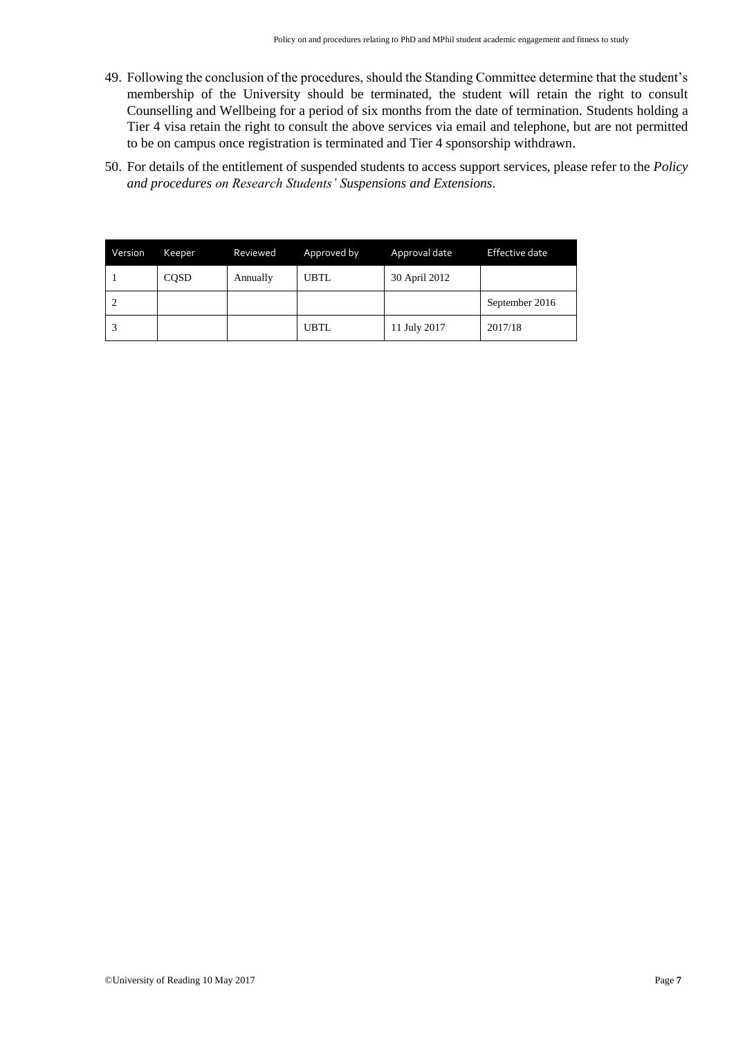49. Following the conclusion of the procedures, should the Standing Committee determine that the student's membership of the University should be terminated, the student will retain the right to consult Counselling and Wellbeing for a period of six months from the date of termination. Students holding a Tier 4 visa retain the right to consult the above services via email and telephone, but are not permitted to be on campus once registration is terminated and Tier 4 sponsorship withdrawn.

50. For details of the entitlement of suspended students to access support services, please refer to the *Policy and procedures on Research Students' Suspensions and Extensions*.

| Version | Keeper | Reviewed | Approved by | Approval date | Effective date |
|---|---|---|---|---|---|
| 1 | CQSD | Annually | UBTL | 30 April 2012 | |
| 2 | | | | | September 2016 |
| 3 | | | UBTL | 11 July 2017 | 2017/18 |

©University of Reading 10 May 2017